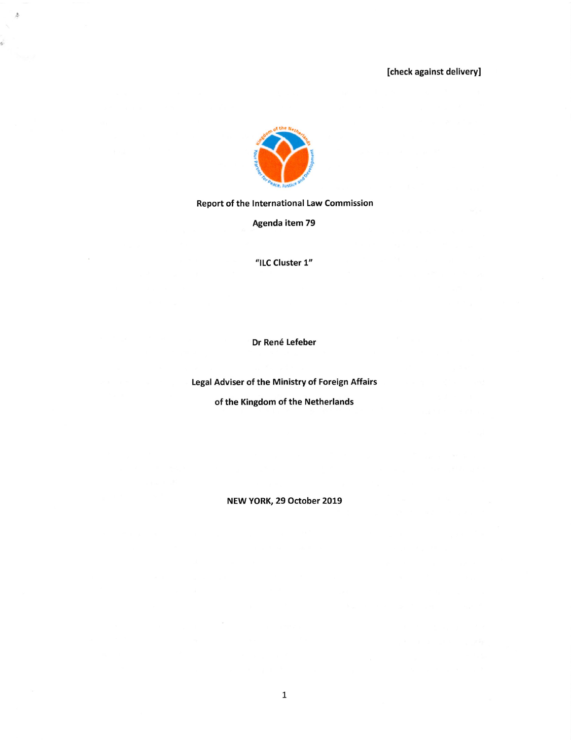[check against delivery]

**Report of the International Law Commission**

**Agenda item 79**

**"ILC Cluster 1"**

**Dr René Lefeber**

**Legal Adviser of the Ministry of Foreign Affairs**

**of the Kingdom of the Netherlands**

**NEW YORK, 29 October 2019**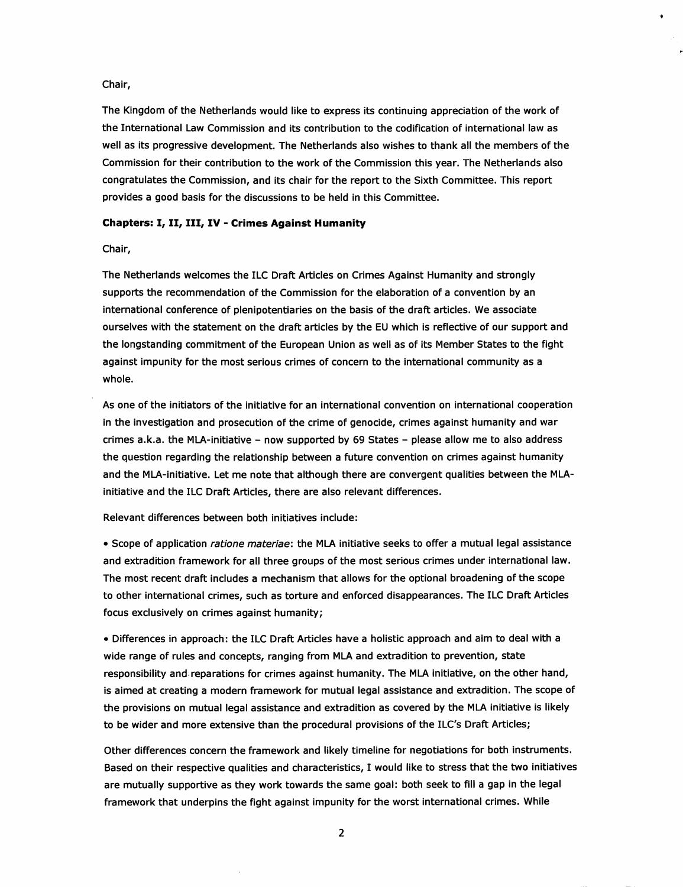Chair,

The Kingdom of the Netherlands would like to express its continuing appreciation of the work of the International Law Commission and its contribution to the codification of international law as well as its progressive development. The Netherlands also wishes to thank all the members of the Commission for their contribution to the work of the Commission this year. The Netherlands also congratulates the Commission, and its chair for the report to the Sixth Committee. This report provides a good basis for the discussions to be held in this Committee.

**Chapters: I, II, III, IV - Crimes Against Humanity**

Chair,

The Netherlands welcomes the ILC Draft Articles on Crimes Against Humanity and strongly supports the recommendation of the Commission for the elaboration of a convention by an international conference of plenipotentiaries on the basis of the draft articles. We associate ourselves with the statement on the draft articles by the EU which is reflective of our support and the longstanding commitment of the European Union as well as of its Member States to the fight against impunity for the most serious crimes of concern to the international community as a whole.

As one of the initiators of the initiative for an international convention on international cooperation in the investigation and prosecution of the crime of genocide, crimes against humanity and war crimes a.k.a. the MLA-initiative – now supported by 69 States – please allow me to also address the question regarding the relationship between a future convention on crimes against humanity and the MLA-initiative. Let me note that although there are convergent qualities between the MLA-initiative and the ILC Draft Articles, there are also relevant differences.

Relevant differences between both initiatives include:

- Scope of application *ratione materiae*: the MLA initiative seeks to offer a mutual legal assistance and extradition framework for all three groups of the most serious crimes under international law. The most recent draft includes a mechanism that allows for the optional broadening of the scope to other international crimes, such as torture and enforced disappearances. The ILC Draft Articles focus exclusively on crimes against humanity;

- Differences in approach: the ILC Draft Articles have a holistic approach and aim to deal with a wide range of rules and concepts, ranging from MLA and extradition to prevention, state responsibility and reparations for crimes against humanity. The MLA initiative, on the other hand, is aimed at creating a modern framework for mutual legal assistance and extradition. The scope of the provisions on mutual legal assistance and extradition as covered by the MLA initiative is likely to be wider and more extensive than the procedural provisions of the ILC's Draft Articles;

Other differences concern the framework and likely timeline for negotiations for both instruments. Based on their respective qualities and characteristics, I would like to stress that the two initiatives are mutually supportive as they work towards the same goal: both seek to fill a gap in the legal framework that underpins the fight against impunity for the worst international crimes. While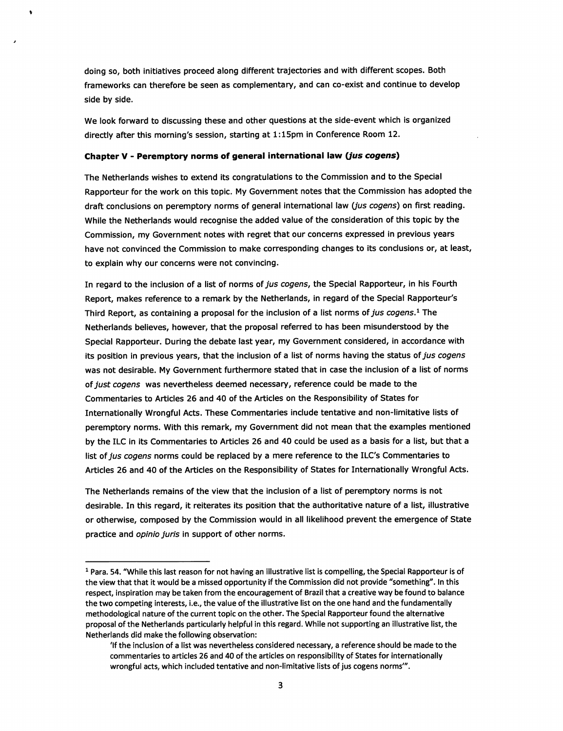doing so, both initiatives proceed along different trajectories and with different scopes. Both frameworks can therefore be seen as complementary, and can co-exist and continue to develop side by side.

We look forward to discussing these and other questions at the side-event which is organized directly after this morning's session, starting at 1:15pm in Conference Room 12.

**Chapter V - Peremptory norms of general international law (*jus cogens*)**

The Netherlands wishes to extend its congratulations to the Commission and to the Special Rapporteur for the work on this topic. My Government notes that the Commission has adopted the draft conclusions on peremptory norms of general international law (*jus cogens*) on first reading. While the Netherlands would recognise the added value of the consideration of this topic by the Commission, my Government notes with regret that our concerns expressed in previous years have not convinced the Commission to make corresponding changes to its conclusions or, at least, to explain why our concerns were not convincing.

In regard to the inclusion of a list of norms of *jus cogens*, the Special Rapporteur, in his Fourth Report, makes reference to a remark by the Netherlands, in regard of the Special Rapporteur's Third Report, as containing a proposal for the inclusion of a list norms of *jus cogens*.[1] The Netherlands believes, however, that the proposal referred to has been misunderstood by the Special Rapporteur. During the debate last year, my Government considered, in accordance with its position in previous years, that the inclusion of a list of norms having the status of *jus cogens* was not desirable. My Government furthermore stated that in case the inclusion of a list of norms of *just cogens* was nevertheless deemed necessary, reference could be made to the Commentaries to Articles 26 and 40 of the Articles on the Responsibility of States for Internationally Wrongful Acts. These Commentaries include tentative and non-limitative lists of peremptory norms. With this remark, my Government did not mean that the examples mentioned by the ILC in its Commentaries to Articles 26 and 40 could be used as a basis for a list, but that a list of *jus cogens* norms could be replaced by a mere reference to the ILC's Commentaries to Articles 26 and 40 of the Articles on the Responsibility of States for Internationally Wrongful Acts.

The Netherlands remains of the view that the inclusion of a list of peremptory norms is not desirable. In this regard, it reiterates its position that the authoritative nature of a list, illustrative or otherwise, composed by the Commission would in all likelihood prevent the emergence of State practice and *opinio juris* in support of other norms.

---

[1] Para. 54. "While this last reason for not having an illustrative list is compelling, the Special Rapporteur is of the view that that it would be a missed opportunity if the Commission did not provide "something". In this respect, inspiration may be taken from the encouragement of Brazil that a creative way be found to balance the two competing interests, i.e., the value of the illustrative list on the one hand and the fundamentally methodological nature of the current topic on the other. The Special Rapporteur found the alternative proposal of the Netherlands particularly helpful in this regard. While not supporting an illustrative list, the Netherlands did make the following observation:

> 'If the inclusion of a list was nevertheless considered necessary, a reference should be made to the commentaries to articles 26 and 40 of the articles on responsibility of States for internationally wrongful acts, which included tentative and non-limitative lists of jus cogens norms'".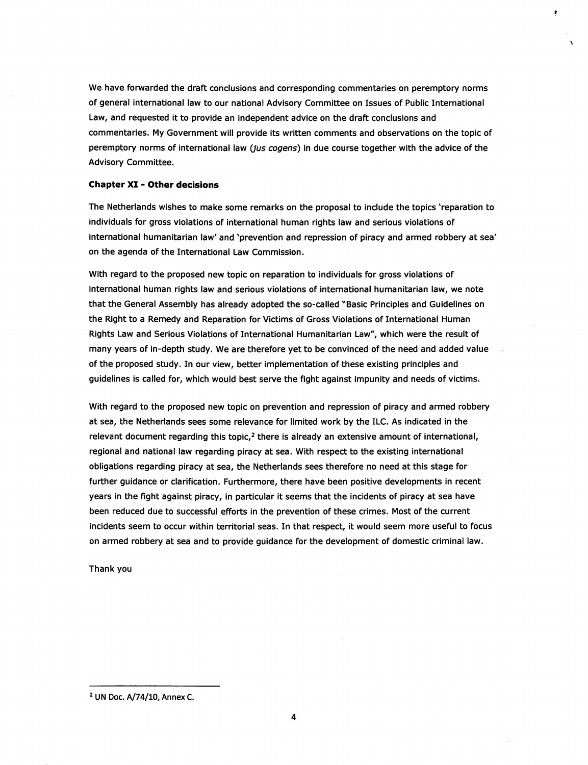We have forwarded the draft conclusions and corresponding commentaries on peremptory norms of general international law to our national Advisory Committee on Issues of Public International Law, and requested it to provide an independent advice on the draft conclusions and commentaries. My Government will provide its written comments and observations on the topic of peremptory norms of international law (*jus cogens*) in due course together with the advice of the Advisory Committee.

**Chapter XI - Other decisions**

The Netherlands wishes to make some remarks on the proposal to include the topics 'reparation to individuals for gross violations of international human rights law and serious violations of international humanitarian law' and 'prevention and repression of piracy and armed robbery at sea' on the agenda of the International Law Commission.

With regard to the proposed new topic on reparation to individuals for gross violations of international human rights law and serious violations of international humanitarian law, we note that the General Assembly has already adopted the so-called "Basic Principles and Guidelines on the Right to a Remedy and Reparation for Victims of Gross Violations of International Human Rights Law and Serious Violations of International Humanitarian Law", which were the result of many years of in-depth study. We are therefore yet to be convinced of the need and added value of the proposed study. In our view, better implementation of these existing principles and guidelines is called for, which would best serve the fight against impunity and needs of victims.

With regard to the proposed new topic on prevention and repression of piracy and armed robbery at sea, the Netherlands sees some relevance for limited work by the ILC. As indicated in the relevant document regarding this topic,[2] there is already an extensive amount of international, regional and national law regarding piracy at sea. With respect to the existing international obligations regarding piracy at sea, the Netherlands sees therefore no need at this stage for further guidance or clarification. Furthermore, there have been positive developments in recent years in the fight against piracy, in particular it seems that the incidents of piracy at sea have been reduced due to successful efforts in the prevention of these crimes. Most of the current incidents seem to occur within territorial seas. In that respect, it would seem more useful to focus on armed robbery at sea and to provide guidance for the development of domestic criminal law.

Thank you

[2] UN Doc. A/74/10, Annex C.